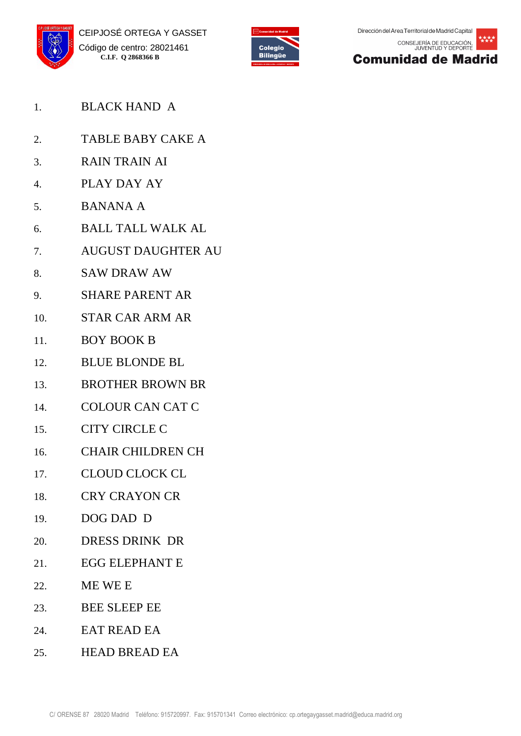CEIPJOSÉ ORTEGA Y GASSET
Código de centro: 28021461
**C.I.F. Q 2868366 B**

Dirección del Area Territorial de Madrid Capital
CONSEJERÍA DE EDUCACIÓN, JUVENTUD Y DEPORTE
**Comunidad de Madrid**

1. BLACK HAND A
2. TABLE BABY CAKE A
3. RAIN TRAIN AI
4. PLAY DAY AY
5. BANANA A
6. BALL TALL WALK AL
7. AUGUST DAUGHTER AU
8. SAW DRAW AW
9. SHARE PARENT AR
10. STAR CAR ARM AR
11. BOY BOOK B
12. BLUE BLONDE BL
13. BROTHER BROWN BR
14. COLOUR CAN CAT C
15. CITY CIRCLE C
16. CHAIR CHILDREN CH
17. CLOUD CLOCK CL
18. CRY CRAYON CR
19. DOG DAD D
20. DRESS DRINK DR
21. EGG ELEPHANT E
22. ME WE E
23. BEE SLEEP EE
24. EAT READ EA
25. HEAD BREAD EA

C/ ORENSE 87 28020 Madrid Teléfono: 915720997. Fax: 915701341 Correo electrónico: cp.ortegaygasset.madrid@educa.madrid.org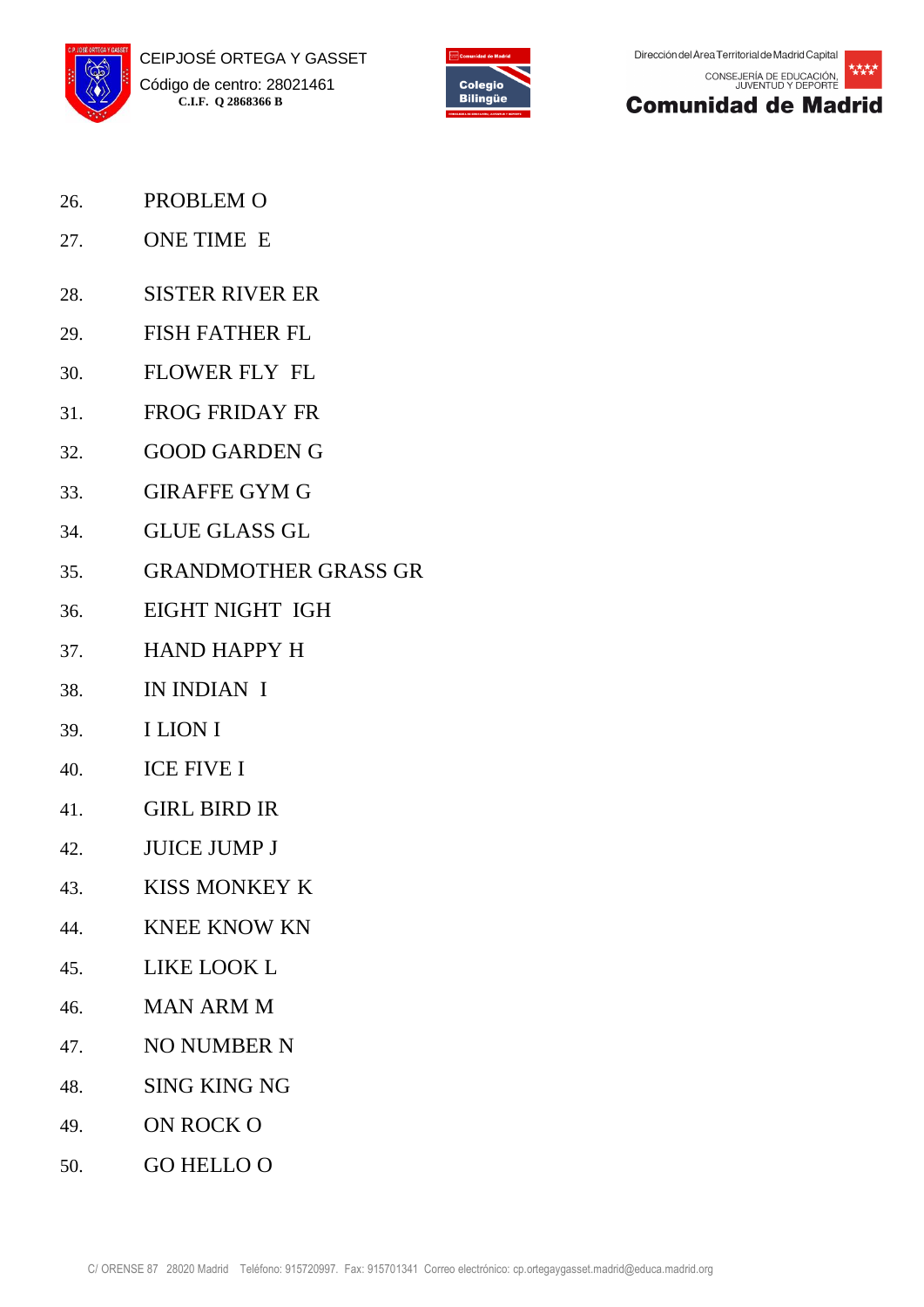26. PROBLEM O
27. ONE TIME E
28. SISTER RIVER ER
29. FISH FATHER FL
30. FLOWER FLY FL
31. FROG FRIDAY FR
32. GOOD GARDEN G
33. GIRAFFE GYM G
34. GLUE GLASS GL
35. GRANDMOTHER GRASS GR
36. EIGHT NIGHT IGH
37. HAND HAPPY H
38. IN INDIAN I
39. I LION I
40. ICE FIVE I
41. GIRL BIRD IR
42. JUICE JUMP J
43. KISS MONKEY K
44. KNEE KNOW KN
45. LIKE LOOK L
46. MAN ARM M
47. NO NUMBER N
48. SING KING NG
49. ON ROCK O
50. GO HELLO O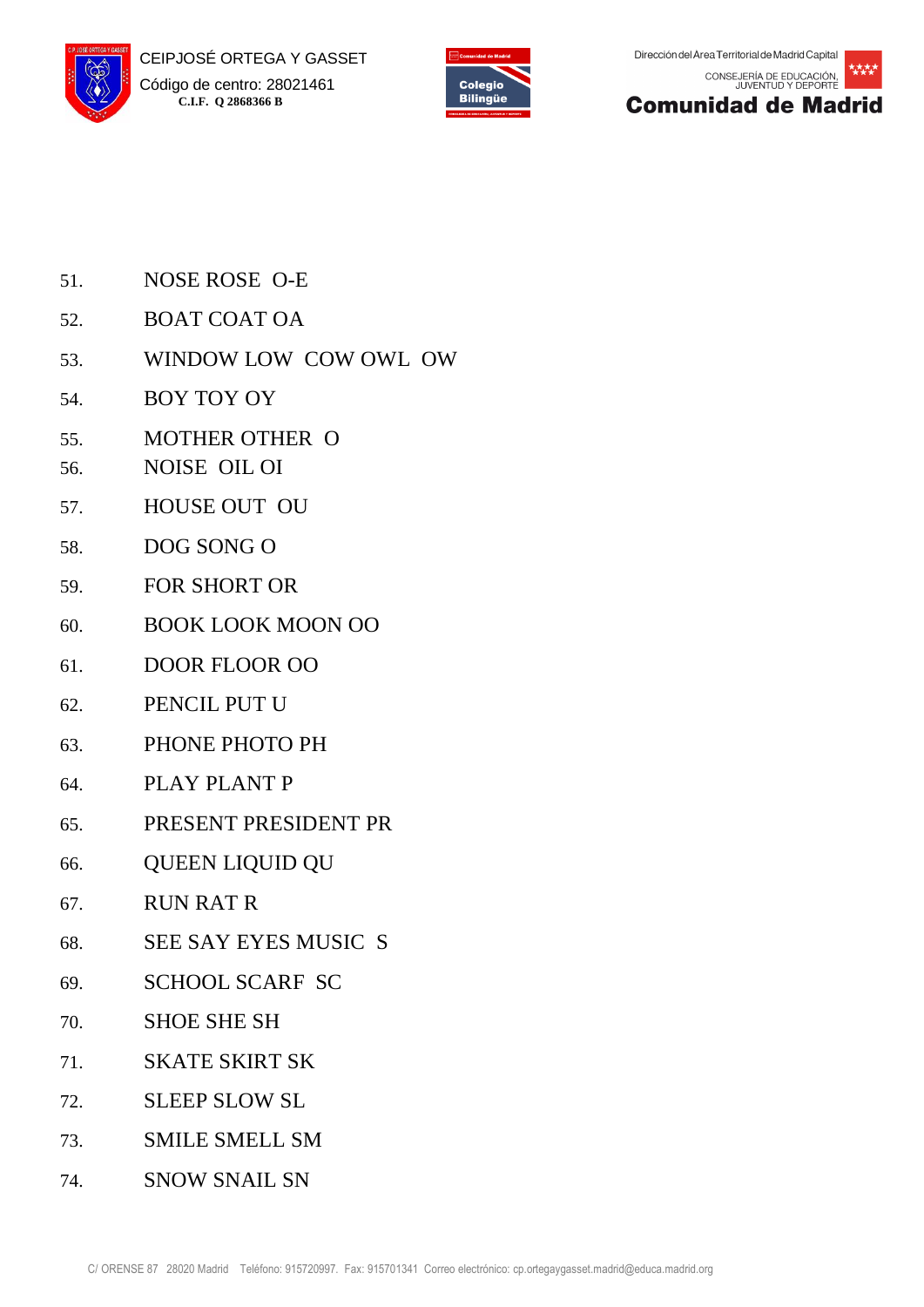51. NOSE ROSE O-E
52. BOAT COAT OA
53. WINDOW LOW COW OWL OW
54. BOY TOY OY
55. MOTHER OTHER O
56. NOISE OIL OI
57. HOUSE OUT OU
58. DOG SONG O
59. FOR SHORT OR
60. BOOK LOOK MOON OO
61. DOOR FLOOR OO
62. PENCIL PUT U
63. PHONE PHOTO PH
64. PLAY PLANT P
65. PRESENT PRESIDENT PR
66. QUEEN LIQUID QU
67. RUN RAT R
68. SEE SAY EYES MUSIC S
69. SCHOOL SCARF SC
70. SHOE SHE SH
71. SKATE SKIRT SK
72. SLEEP SLOW SL
73. SMILE SMELL SM
74. SNOW SNAIL SN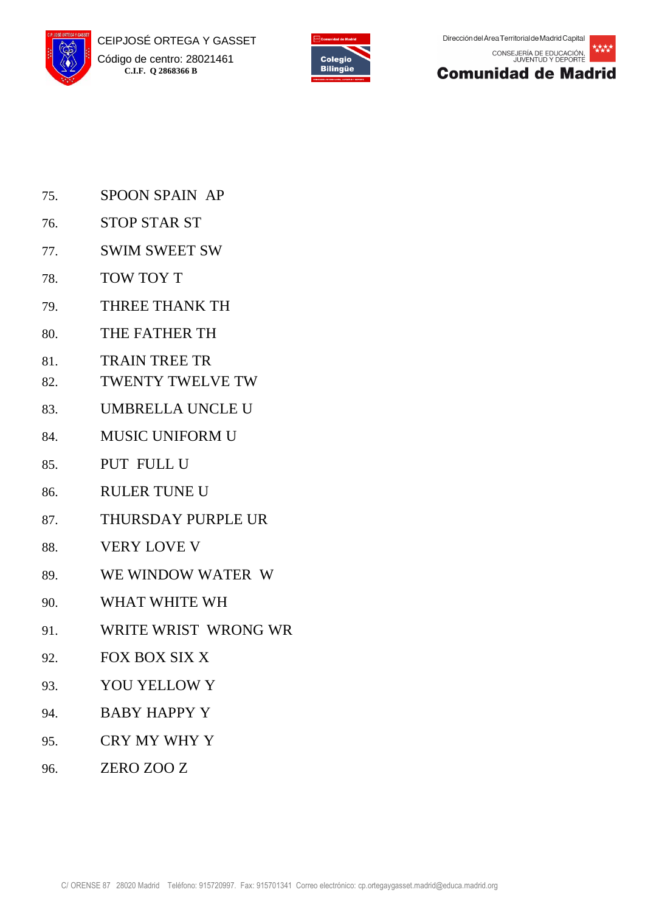75. SPOON SPAIN AP
76. STOP STAR ST
77. SWIM SWEET SW
78. TOW TOY T
79. THREE THANK TH
80. THE FATHER TH
81. TRAIN TREE TR
82. TWENTY TWELVE TW
83. UMBRELLA UNCLE U
84. MUSIC UNIFORM U
85. PUT FULL U
86. RULER TUNE U
87. THURSDAY PURPLE UR
88. VERY LOVE V
89. WE WINDOW WATER W
90. WHAT WHITE WH
91. WRITE WRIST WRONG WR
92. FOX BOX SIX X
93. YOU YELLOW Y
94. BABY HAPPY Y
95. CRY MY WHY Y
96. ZERO ZOO Z